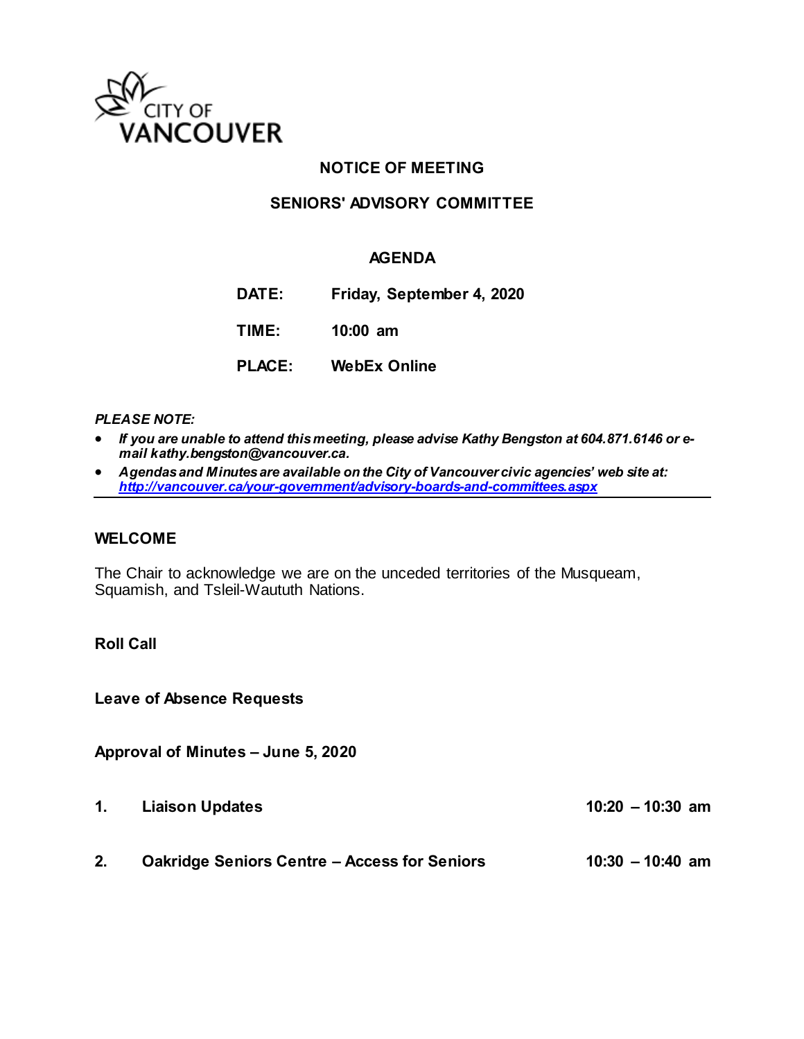CITY OF VANCOUVER

# NOTICE OF MEETING

## SENIORS' ADVISORY COMMITTEE

### AGENDA

**DATE:** Friday, September 4, 2020

**TIME:** 10:00 am

**PLACE:** WebEx Online

***PLEASE NOTE:***

- ***If you are unable to attend this meeting, please advise Kathy Bengston at 604.871.6146 or e-mail kathy.bengston@vancouver.ca.***
- ***Agendas and Minutes are available on the City of Vancouver civic agencies' web site at: http://vancouver.ca/your-government/advisory-boards-and-committees.aspx***

---

**WELCOME**

The Chair to acknowledge we are on the unceded territories of the Musqueam, Squamish, and Tsleil-Waututh Nations.

**Roll Call**

**Leave of Absence Requests**

**Approval of Minutes – June 5, 2020**

**1. Liaison Updates** 10:20 – 10:30 am

**2. Oakridge Seniors Centre – Access for Seniors** 10:30 – 10:40 am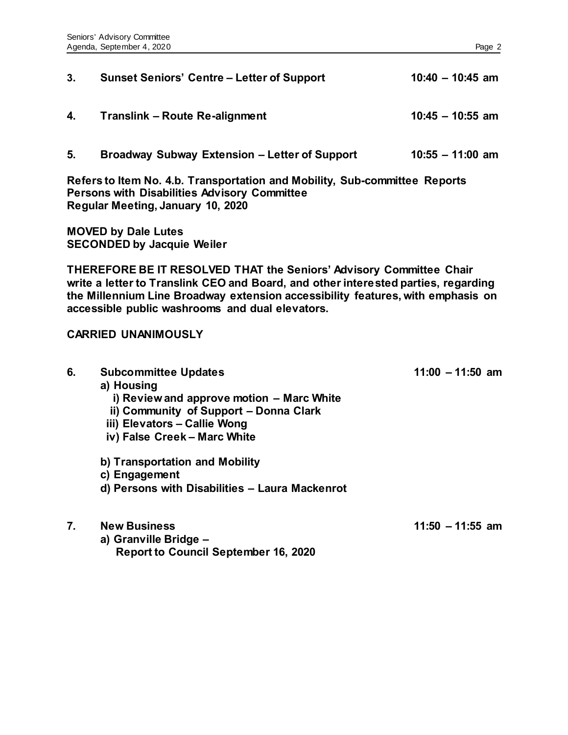**3. Sunset Seniors' Centre – Letter of Support 10:40 – 10:45 am**

**4. Translink – Route Re-alignment 10:45 – 10:55 am**

**5. Broadway Subway Extension – Letter of Support 10:55 – 11:00 am**

**Refers to Item No. 4.b. Transportation and Mobility, Sub-committee Reports Persons with Disabilities Advisory Committee Regular Meeting, January 10, 2020**

**MOVED by Dale Lutes**
**SECONDED by Jacquie Weiler**

**THEREFORE BE IT RESOLVED THAT the Seniors' Advisory Committee Chair write a letter to Translink CEO and Board, and other interested parties, regarding the Millennium Line Broadway extension accessibility features, with emphasis on accessible public washrooms and dual elevators.**

**CARRIED UNANIMOUSLY**

**6. Subcommittee Updates 11:00 – 11:50 am**

**a) Housing**
- **i) Review and approve motion – Marc White**
- **ii) Community of Support – Donna Clark**
- **iii) Elevators – Callie Wong**
- **iv) False Creek – Marc White**

**b) Transportation and Mobility**
**c) Engagement**
**d) Persons with Disabilities – Laura Mackenrot**

**7. New Business 11:50 – 11:55 am**

**a) Granville Bridge – Report to Council September 16, 2020**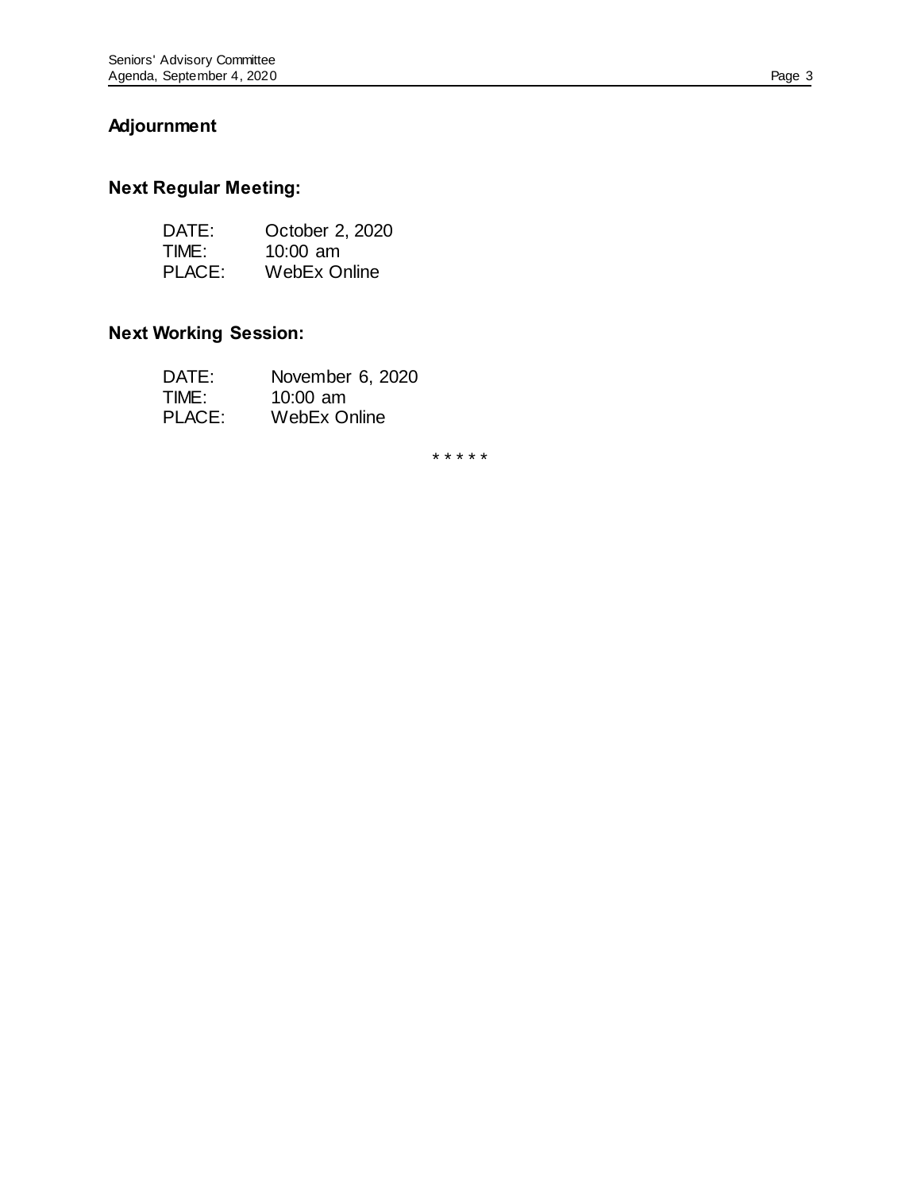## Adjournment

## Next Regular Meeting:

| | |
|---|---|
| DATE: | October 2, 2020 |
| TIME: | 10:00 am |
| PLACE: | WebEx Online |

## Next Working Session:

| | |
|---|---|
| DATE: | November 6, 2020 |
| TIME: | 10:00 am |
| PLACE: | WebEx Online |

\* \* \* \* \*